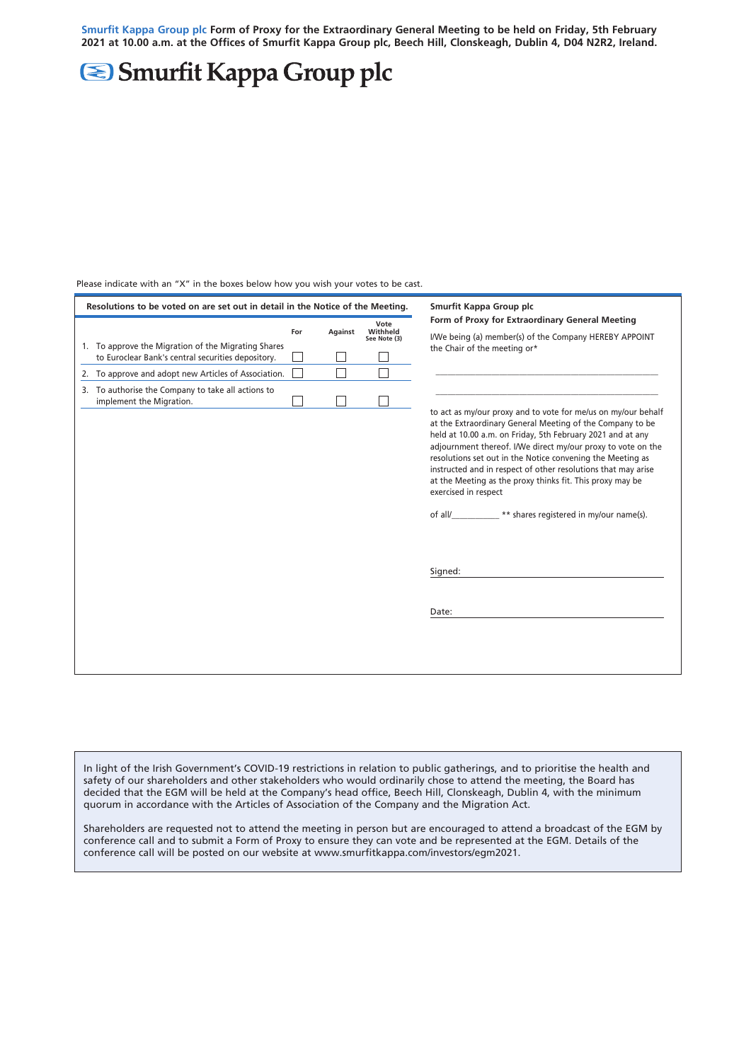**Smurfit Kappa Group plc Form of Proxy for the Extraordinary General Meeting to be held on Friday, 5th February 2021 at 10.00 a.m. at the Offices of Smurfit Kappa Group plc, Beech Hill, Clonskeagh, Dublin 4, D04 N2R2, Ireland.**

# Smurfit Kappa Group plc

Please indicate with an "X" in the boxes below how you wish your votes to be cast.

**Resolutions to be voted on are set out in detail in the Notice of the Meeting.**

| | For | Against | Vote Withheld See Note (3) |
|---|---|---|---|
| 1. To approve the Migration of the Migrating Shares to Euroclear Bank's central securities depository. | ☐ | ☐ | ☐ |
| 2. To approve and adopt new Articles of Association. | ☐ | ☐ | ☐ |
| 3. To authorise the Company to take all actions to implement the Migration. | ☐ | ☐ | ☐ |

**Smurfit Kappa Group plc**

**Form of Proxy for Extraordinary General Meeting**

I/We being (a) member(s) of the Company HEREBY APPOINT the Chair of the meeting or*

\_\_\_\_\_\_\_\_\_\_\_\_\_\_\_\_\_\_\_\_\_\_\_\_\_\_\_\_\_\_\_\_\_\_\_\_\_\_\_\_

\_\_\_\_\_\_\_\_\_\_\_\_\_\_\_\_\_\_\_\_\_\_\_\_\_\_\_\_\_\_\_\_\_\_\_\_\_\_\_\_

to act as my/our proxy and to vote for me/us on my/our behalf at the Extraordinary General Meeting of the Company to be held at 10.00 a.m. on Friday, 5th February 2021 and at any adjournment thereof. I/We direct my/our proxy to vote on the resolutions set out in the Notice convening the Meeting as instructed and in respect of other resolutions that may arise at the Meeting as the proxy thinks fit. This proxy may be exercised in respect

of all/\_\_\_\_\_\_\_\_\_\_\_ ** shares registered in my/our name(s).

Signed: \_\_\_\_\_\_\_\_\_\_\_\_\_\_\_\_\_\_\_\_\_\_\_\_\_\_\_\_\_\_\_\_

Date: \_\_\_\_\_\_\_\_\_\_\_\_\_\_\_\_\_\_\_\_\_\_\_\_\_\_\_\_\_\_\_\_

In light of the Irish Government's COVID-19 restrictions in relation to public gatherings, and to prioritise the health and safety of our shareholders and other stakeholders who would ordinarily chose to attend the meeting, the Board has decided that the EGM will be held at the Company's head office, Beech Hill, Clonskeagh, Dublin 4, with the minimum quorum in accordance with the Articles of Association of the Company and the Migration Act.

Shareholders are requested not to attend the meeting in person but are encouraged to attend a broadcast of the EGM by conference call and to submit a Form of Proxy to ensure they can vote and be represented at the EGM. Details of the conference call will be posted on our website at www.smurfitkappa.com/investors/egm2021.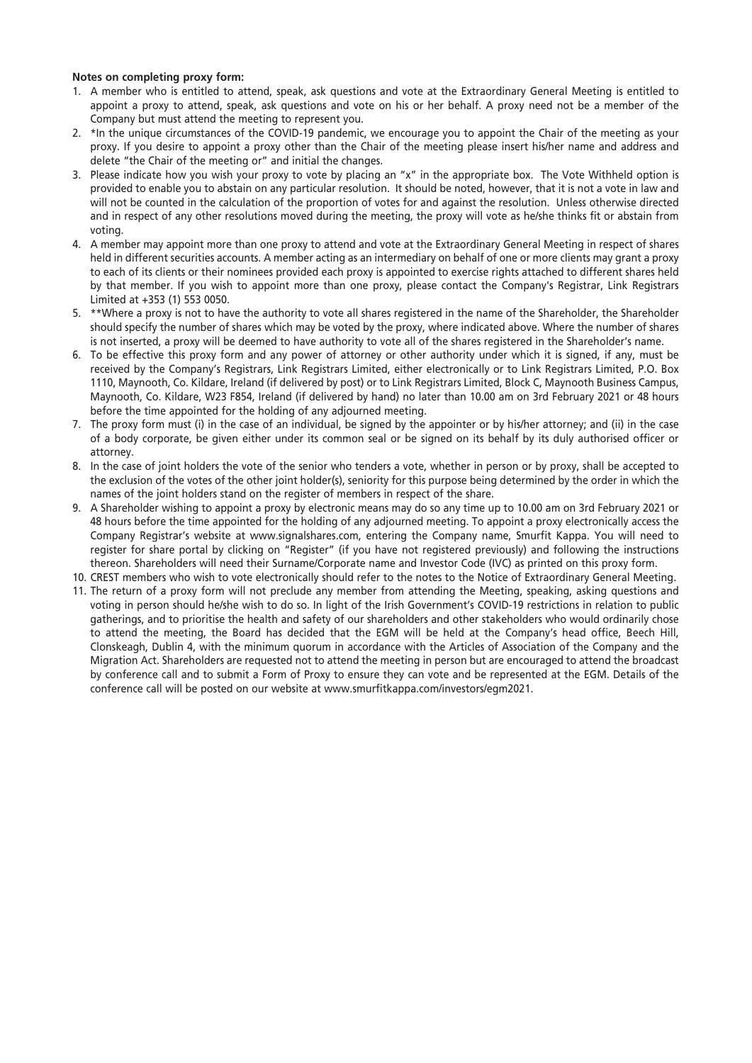**Notes on completing proxy form:**

1. A member who is entitled to attend, speak, ask questions and vote at the Extraordinary General Meeting is entitled to appoint a proxy to attend, speak, ask questions and vote on his or her behalf. A proxy need not be a member of the Company but must attend the meeting to represent you.
2. *In the unique circumstances of the COVID-19 pandemic, we encourage you to appoint the Chair of the meeting as your proxy. If you desire to appoint a proxy other than the Chair of the meeting please insert his/her name and address and delete "the Chair of the meeting or" and initial the changes.
3. Please indicate how you wish your proxy to vote by placing an "x" in the appropriate box. The Vote Withheld option is provided to enable you to abstain on any particular resolution. It should be noted, however, that it is not a vote in law and will not be counted in the calculation of the proportion of votes for and against the resolution. Unless otherwise directed and in respect of any other resolutions moved during the meeting, the proxy will vote as he/she thinks fit or abstain from voting.
4. A member may appoint more than one proxy to attend and vote at the Extraordinary General Meeting in respect of shares held in different securities accounts. A member acting as an intermediary on behalf of one or more clients may grant a proxy to each of its clients or their nominees provided each proxy is appointed to exercise rights attached to different shares held by that member. If you wish to appoint more than one proxy, please contact the Company's Registrar, Link Registrars Limited at +353 (1) 553 0050.
5. **Where a proxy is not to have the authority to vote all shares registered in the name of the Shareholder, the Shareholder should specify the number of shares which may be voted by the proxy, where indicated above. Where the number of shares is not inserted, a proxy will be deemed to have authority to vote all of the shares registered in the Shareholder's name.
6. To be effective this proxy form and any power of attorney or other authority under which it is signed, if any, must be received by the Company's Registrars, Link Registrars Limited, either electronically or to Link Registrars Limited, P.O. Box 1110, Maynooth, Co. Kildare, Ireland (if delivered by post) or to Link Registrars Limited, Block C, Maynooth Business Campus, Maynooth, Co. Kildare, W23 F854, Ireland (if delivered by hand) no later than 10.00 am on 3rd February 2021 or 48 hours before the time appointed for the holding of any adjourned meeting.
7. The proxy form must (i) in the case of an individual, be signed by the appointer or by his/her attorney; and (ii) in the case of a body corporate, be given either under its common seal or be signed on its behalf by its duly authorised officer or attorney.
8. In the case of joint holders the vote of the senior who tenders a vote, whether in person or by proxy, shall be accepted to the exclusion of the votes of the other joint holder(s), seniority for this purpose being determined by the order in which the names of the joint holders stand on the register of members in respect of the share.
9. A Shareholder wishing to appoint a proxy by electronic means may do so any time up to 10.00 am on 3rd February 2021 or 48 hours before the time appointed for the holding of any adjourned meeting. To appoint a proxy electronically access the Company Registrar's website at www.signalshares.com, entering the Company name, Smurfit Kappa. You will need to register for share portal by clicking on "Register" (if you have not registered previously) and following the instructions thereon. Shareholders will need their Surname/Corporate name and Investor Code (IVC) as printed on this proxy form.
10. CREST members who wish to vote electronically should refer to the notes to the Notice of Extraordinary General Meeting.
11. The return of a proxy form will not preclude any member from attending the Meeting, speaking, asking questions and voting in person should he/she wish to do so. In light of the Irish Government's COVID-19 restrictions in relation to public gatherings, and to prioritise the health and safety of our shareholders and other stakeholders who would ordinarily chose to attend the meeting, the Board has decided that the EGM will be held at the Company's head office, Beech Hill, Clonskeagh, Dublin 4, with the minimum quorum in accordance with the Articles of Association of the Company and the Migration Act. Shareholders are requested not to attend the meeting in person but are encouraged to attend the broadcast by conference call and to submit a Form of Proxy to ensure they can vote and be represented at the EGM. Details of the conference call will be posted on our website at www.smurfitkappa.com/investors/egm2021.